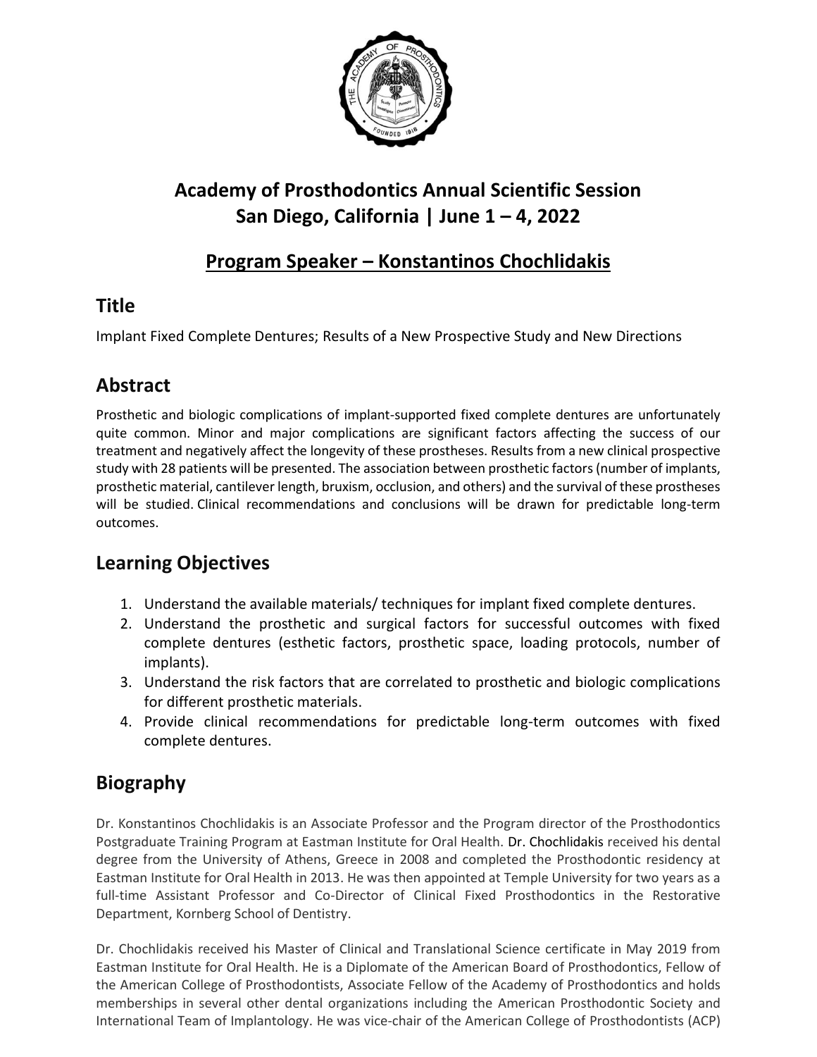# Academy of Prosthodontics Annual Scientific Session
# San Diego, California | June 1 – 4, 2022

## Program Speaker – Konstantinos Chochlidakis

## Title

Implant Fixed Complete Dentures; Results of a New Prospective Study and New Directions

## Abstract

Prosthetic and biologic complications of implant-supported fixed complete dentures are unfortunately quite common. Minor and major complications are significant factors affecting the success of our treatment and negatively affect the longevity of these prostheses. Results from a new clinical prospective study with 28 patients will be presented. The association between prosthetic factors (number of implants, prosthetic material, cantilever length, bruxism, occlusion, and others) and the survival of these prostheses will be studied. Clinical recommendations and conclusions will be drawn for predictable long-term outcomes.

## Learning Objectives

1. Understand the available materials/ techniques for implant fixed complete dentures.
2. Understand the prosthetic and surgical factors for successful outcomes with fixed complete dentures (esthetic factors, prosthetic space, loading protocols, number of implants).
3. Understand the risk factors that are correlated to prosthetic and biologic complications for different prosthetic materials.
4. Provide clinical recommendations for predictable long-term outcomes with fixed complete dentures.

## Biography

Dr. Konstantinos Chochlidakis is an Associate Professor and the Program director of the Prosthodontics Postgraduate Training Program at Eastman Institute for Oral Health. Dr. Chochlidakis received his dental degree from the University of Athens, Greece in 2008 and completed the Prosthodontic residency at Eastman Institute for Oral Health in 2013. He was then appointed at Temple University for two years as a full-time Assistant Professor and Co-Director of Clinical Fixed Prosthodontics in the Restorative Department, Kornberg School of Dentistry.

Dr. Chochlidakis received his Master of Clinical and Translational Science certificate in May 2019 from Eastman Institute for Oral Health. He is a Diplomate of the American Board of Prosthodontics, Fellow of the American College of Prosthodontists, Associate Fellow of the Academy of Prosthodontics and holds memberships in several other dental organizations including the American Prosthodontic Society and International Team of Implantology. He was vice-chair of the American College of Prosthodontists (ACP)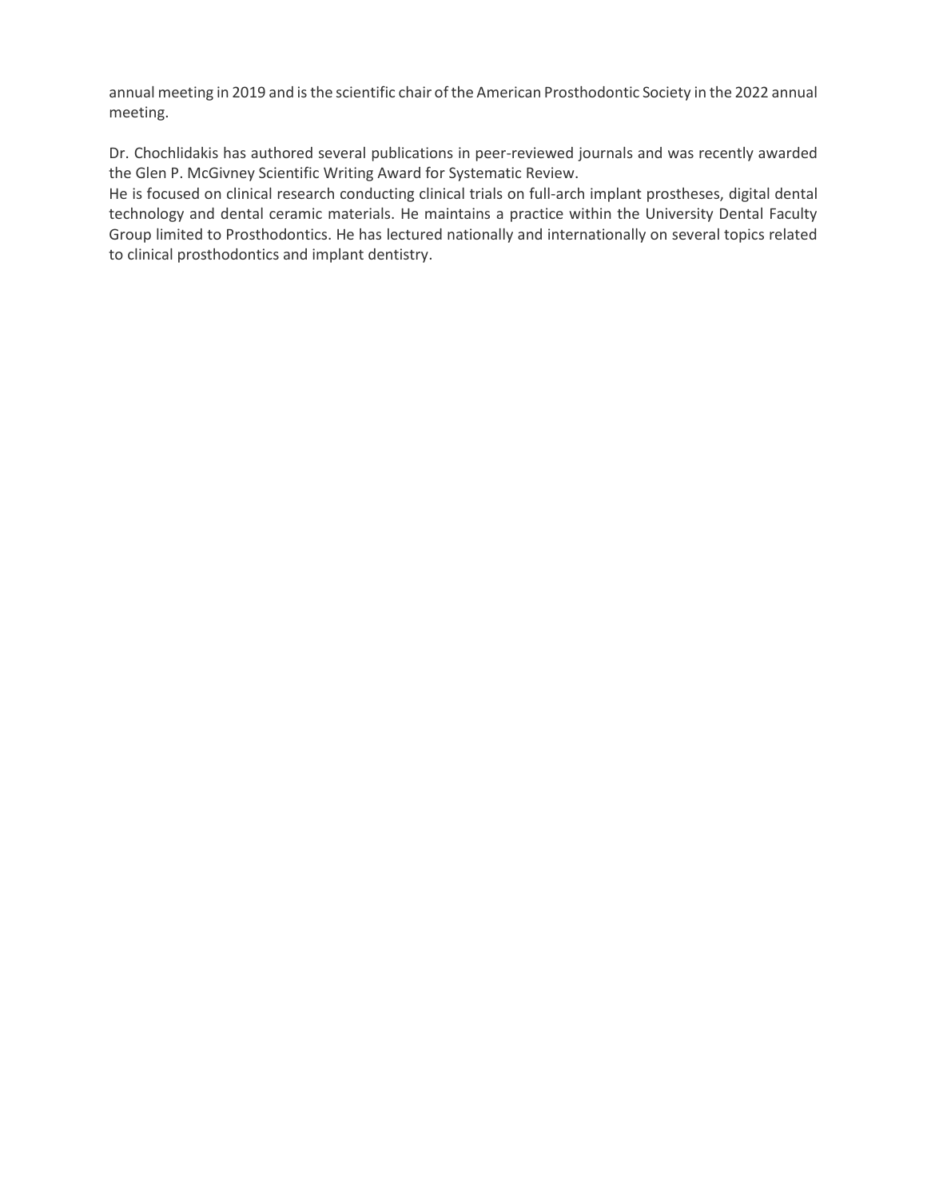annual meeting in 2019 and is the scientific chair of the American Prosthodontic Society in the 2022 annual meeting.

Dr. Chochlidakis has authored several publications in peer-reviewed journals and was recently awarded the Glen P. McGivney Scientific Writing Award for Systematic Review.
He is focused on clinical research conducting clinical trials on full-arch implant prostheses, digital dental technology and dental ceramic materials. He maintains a practice within the University Dental Faculty Group limited to Prosthodontics. He has lectured nationally and internationally on several topics related to clinical prosthodontics and implant dentistry.